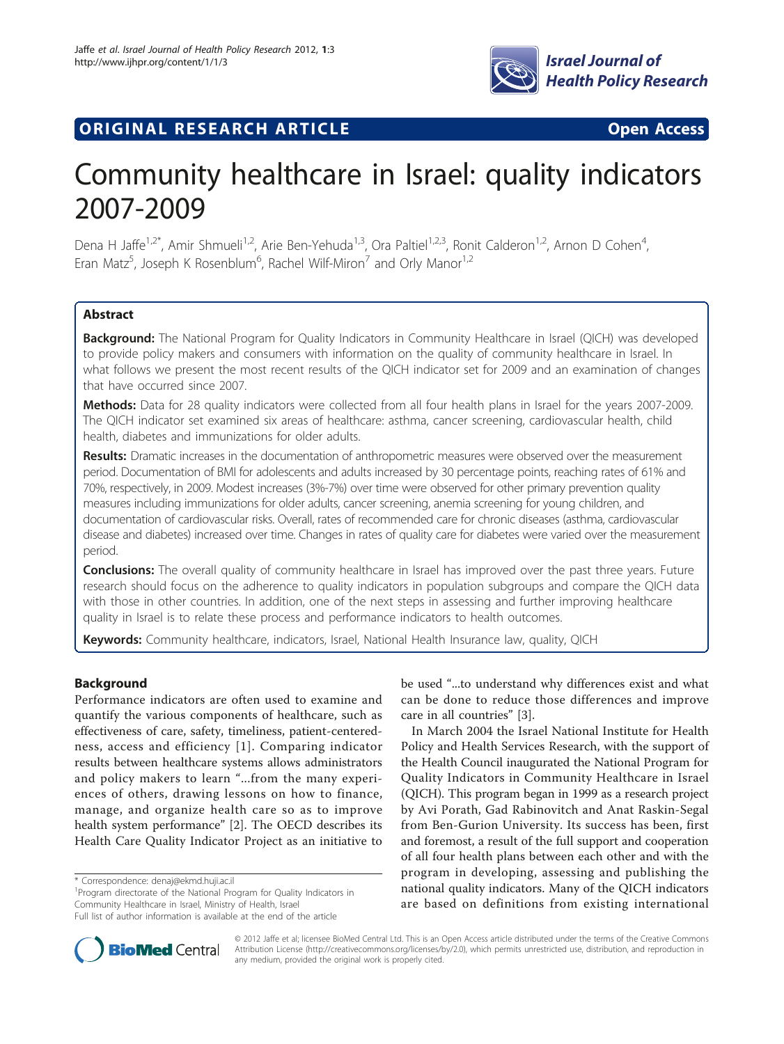ORIGINAL RESEARCH ARTICLE Open Access

# Community healthcare in Israel: quality indicators 2007-2009

Dena H Jaffe[1,2*], Amir Shmueli[1,2], Arie Ben-Yehuda[1,3], Ora Paltiel[1,2,3], Ronit Calderon[1,2], Arnon D Cohen[4], Eran Matz[5], Joseph K Rosenblum[6], Rachel Wilf-Miron[7] and Orly Manor[1,2]

## Abstract

**Background:** The National Program for Quality Indicators in Community Healthcare in Israel (QICH) was developed to provide policy makers and consumers with information on the quality of community healthcare in Israel. In what follows we present the most recent results of the QICH indicator set for 2009 and an examination of changes that have occurred since 2007.

**Methods:** Data for 28 quality indicators were collected from all four health plans in Israel for the years 2007-2009. The QICH indicator set examined six areas of healthcare: asthma, cancer screening, cardiovascular health, child health, diabetes and immunizations for older adults.

**Results:** Dramatic increases in the documentation of anthropometric measures were observed over the measurement period. Documentation of BMI for adolescents and adults increased by 30 percentage points, reaching rates of 61% and 70%, respectively, in 2009. Modest increases (3%-7%) over time were observed for other primary prevention quality measures including immunizations for older adults, cancer screening, anemia screening for young children, and documentation of cardiovascular risks. Overall, rates of recommended care for chronic diseases (asthma, cardiovascular disease and diabetes) increased over time. Changes in rates of quality care for diabetes were varied over the measurement period.

**Conclusions:** The overall quality of community healthcare in Israel has improved over the past three years. Future research should focus on the adherence to quality indicators in population subgroups and compare the QICH data with those in other countries. In addition, one of the next steps in assessing and further improving healthcare quality in Israel is to relate these process and performance indicators to health outcomes.

**Keywords:** Community healthcare, indicators, Israel, National Health Insurance law, quality, QICH

## Background

Performance indicators are often used to examine and quantify the various components of healthcare, such as effectiveness of care, safety, timeliness, patient-centeredness, access and efficiency [1]. Comparing indicator results between healthcare systems allows administrators and policy makers to learn "...from the many experiences of others, drawing lessons on how to finance, manage, and organize health care so as to improve health system performance" [2]. The OECD describes its Health Care Quality Indicator Project as an initiative to be used "...to understand why differences exist and what can be done to reduce those differences and improve care in all countries" [3].

In March 2004 the Israel National Institute for Health Policy and Health Services Research, with the support of the Health Council inaugurated the National Program for Quality Indicators in Community Healthcare in Israel (QICH). This program began in 1999 as a research project by Avi Porath, Gad Rabinovitch and Anat Raskin-Segal from Ben-Gurion University. Its success has been, first and foremost, a result of the full support and cooperation of all four health plans between each other and with the program in developing, assessing and publishing the national quality indicators. Many of the QICH indicators are based on definitions from existing international

\* Correspondence: denaj@ekmd.huji.ac.il
[1]Program directorate of the National Program for Quality Indicators in Community Healthcare in Israel, Ministry of Health, Israel
Full list of author information is available at the end of the article

© 2012 Jaffe et al; licensee BioMed Central Ltd. This is an Open Access article distributed under the terms of the Creative Commons Attribution License (http://creativecommons.org/licenses/by/2.0), which permits unrestricted use, distribution, and reproduction in any medium, provided the original work is properly cited.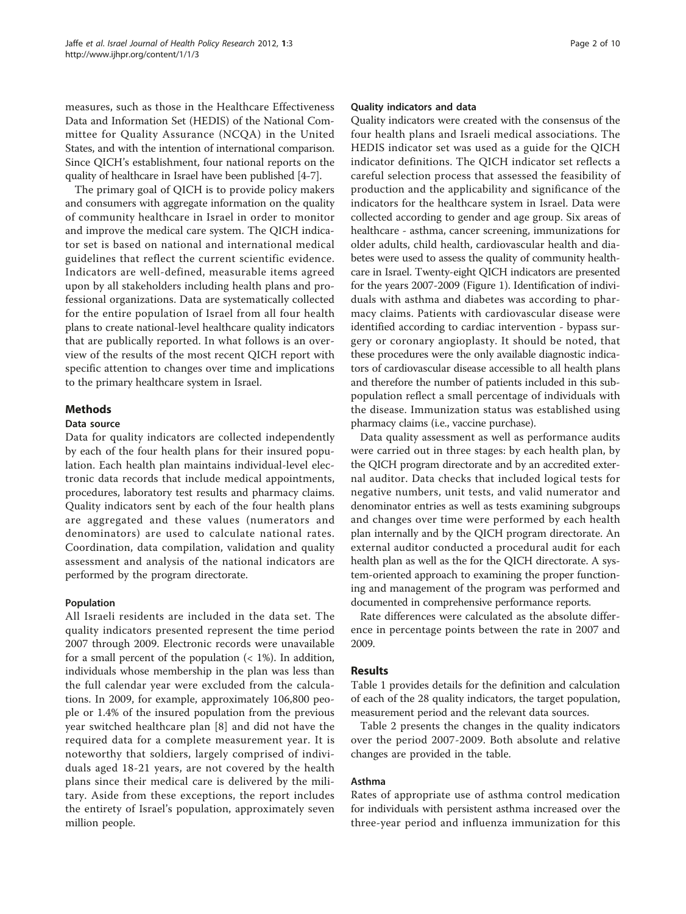measures, such as those in the Healthcare Effectiveness Data and Information Set (HEDIS) of the National Committee for Quality Assurance (NCQA) in the United States, and with the intention of international comparison. Since QICH's establishment, four national reports on the quality of healthcare in Israel have been published [4-7].

The primary goal of QICH is to provide policy makers and consumers with aggregate information on the quality of community healthcare in Israel in order to monitor and improve the medical care system. The QICH indicator set is based on national and international medical guidelines that reflect the current scientific evidence. Indicators are well-defined, measurable items agreed upon by all stakeholders including health plans and professional organizations. Data are systematically collected for the entire population of Israel from all four health plans to create national-level healthcare quality indicators that are publically reported. In what follows is an overview of the results of the most recent QICH report with specific attention to changes over time and implications to the primary healthcare system in Israel.

## Methods

### Data source

Data for quality indicators are collected independently by each of the four health plans for their insured population. Each health plan maintains individual-level electronic data records that include medical appointments, procedures, laboratory test results and pharmacy claims. Quality indicators sent by each of the four health plans are aggregated and these values (numerators and denominators) are used to calculate national rates. Coordination, data compilation, validation and quality assessment and analysis of the national indicators are performed by the program directorate.

### Population

All Israeli residents are included in the data set. The quality indicators presented represent the time period 2007 through 2009. Electronic records were unavailable for a small percent of the population (< 1%). In addition, individuals whose membership in the plan was less than the full calendar year were excluded from the calculations. In 2009, for example, approximately 106,800 people or 1.4% of the insured population from the previous year switched healthcare plan [8] and did not have the required data for a complete measurement year. It is noteworthy that soldiers, largely comprised of individuals aged 18-21 years, are not covered by the health plans since their medical care is delivered by the military. Aside from these exceptions, the report includes the entirety of Israel's population, approximately seven million people.

### Quality indicators and data

Quality indicators were created with the consensus of the four health plans and Israeli medical associations. The HEDIS indicator set was used as a guide for the QICH indicator definitions. The QICH indicator set reflects a careful selection process that assessed the feasibility of production and the applicability and significance of the indicators for the healthcare system in Israel. Data were collected according to gender and age group. Six areas of healthcare - asthma, cancer screening, immunizations for older adults, child health, cardiovascular health and diabetes were used to assess the quality of community healthcare in Israel. Twenty-eight QICH indicators are presented for the years 2007-2009 (Figure 1). Identification of individuals with asthma and diabetes was according to pharmacy claims. Patients with cardiovascular disease were identified according to cardiac intervention - bypass surgery or coronary angioplasty. It should be noted, that these procedures were the only available diagnostic indicators of cardiovascular disease accessible to all health plans and therefore the number of patients included in this subpopulation reflect a small percentage of individuals with the disease. Immunization status was established using pharmacy claims (i.e., vaccine purchase).

Data quality assessment as well as performance audits were carried out in three stages: by each health plan, by the QICH program directorate and by an accredited external auditor. Data checks that included logical tests for negative numbers, unit tests, and valid numerator and denominator entries as well as tests examining subgroups and changes over time were performed by each health plan internally and by the QICH program directorate. An external auditor conducted a procedural audit for each health plan as well as the for the QICH directorate. A system-oriented approach to examining the proper functioning and management of the program was performed and documented in comprehensive performance reports.

Rate differences were calculated as the absolute difference in percentage points between the rate in 2007 and 2009.

## Results

Table 1 provides details for the definition and calculation of each of the 28 quality indicators, the target population, measurement period and the relevant data sources.

Table 2 presents the changes in the quality indicators over the period 2007-2009. Both absolute and relative changes are provided in the table.

### Asthma

Rates of appropriate use of asthma control medication for individuals with persistent asthma increased over the three-year period and influenza immunization for this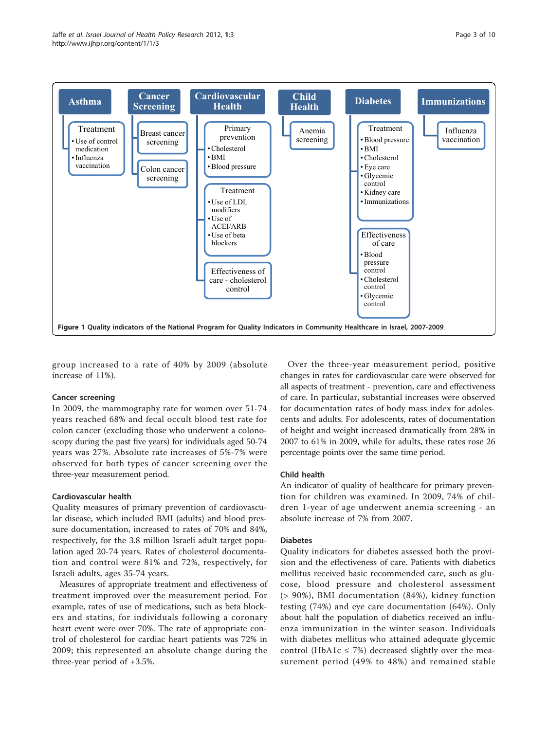**Asthma**

- Treatment
  - Use of control medication
  - Influenza vaccination

**Cancer Screening**

- Breast cancer screening
- Colon cancer screening

**Cardiovascular Health**

- Primary prevention
  - Cholesterol
  - BMI
  - Blood pressure
- Treatment
  - Use of LDL modifiers
  - Use of ACEI/ARB
  - Use of beta blockers
- Effectiveness of care - cholesterol control

**Child Health**

- Anemia screening

**Diabetes**

- Treatment
  - Blood pressure
  - BMI
  - Cholesterol
  - Eye care
  - Glycemic control
  - Kidney care
  - Immunizations
- Effectiveness of care
  - Blood pressure control
  - Cholesterol control
  - Glycemic control

**Immunizations**

- Influenza vaccination

**Figure 1 Quality indicators of the National Program for Quality Indicators in Community Healthcare in Israel, 2007-2009**.

group increased to a rate of 40% by 2009 (absolute increase of 11%).

### Cancer screening

In 2009, the mammography rate for women over 51-74 years reached 68% and fecal occult blood test rate for colon cancer (excluding those who underwent a colonoscopy during the past five years) for individuals aged 50-74 years was 27%. Absolute rate increases of 5%-7% were observed for both types of cancer screening over the three-year measurement period.

### Cardiovascular health

Quality measures of primary prevention of cardiovascular disease, which included BMI (adults) and blood pressure documentation, increased to rates of 70% and 84%, respectively, for the 3.8 million Israeli adult target population aged 20-74 years. Rates of cholesterol documentation and control were 81% and 72%, respectively, for Israeli adults, ages 35-74 years.

Measures of appropriate treatment and effectiveness of treatment improved over the measurement period. For example, rates of use of medications, such as beta blockers and statins, for individuals following a coronary heart event were over 70%. The rate of appropriate control of cholesterol for cardiac heart patients was 72% in 2009; this represented an absolute change during the three-year period of +3.5%.

Over the three-year measurement period, positive changes in rates for cardiovascular care were observed for all aspects of treatment - prevention, care and effectiveness of care. In particular, substantial increases were observed for documentation rates of body mass index for adolescents and adults. For adolescents, rates of documentation of height and weight increased dramatically from 28% in 2007 to 61% in 2009, while for adults, these rates rose 26 percentage points over the same time period.

### Child health

An indicator of quality of healthcare for primary prevention for children was examined. In 2009, 74% of children 1-year of age underwent anemia screening - an absolute increase of 7% from 2007.

### Diabetes

Quality indicators for diabetes assessed both the provision and the effectiveness of care. Patients with diabetics mellitus received basic recommended care, such as glucose, blood pressure and cholesterol assessment (> 90%), BMI documentation (84%), kidney function testing (74%) and eye care documentation (64%). Only about half the population of diabetics received an influenza immunization in the winter season. Individuals with diabetes mellitus who attained adequate glycemic control (HbA1c $\leq$ 7%) decreased slightly over the measurement period (49% to 48%) and remained stable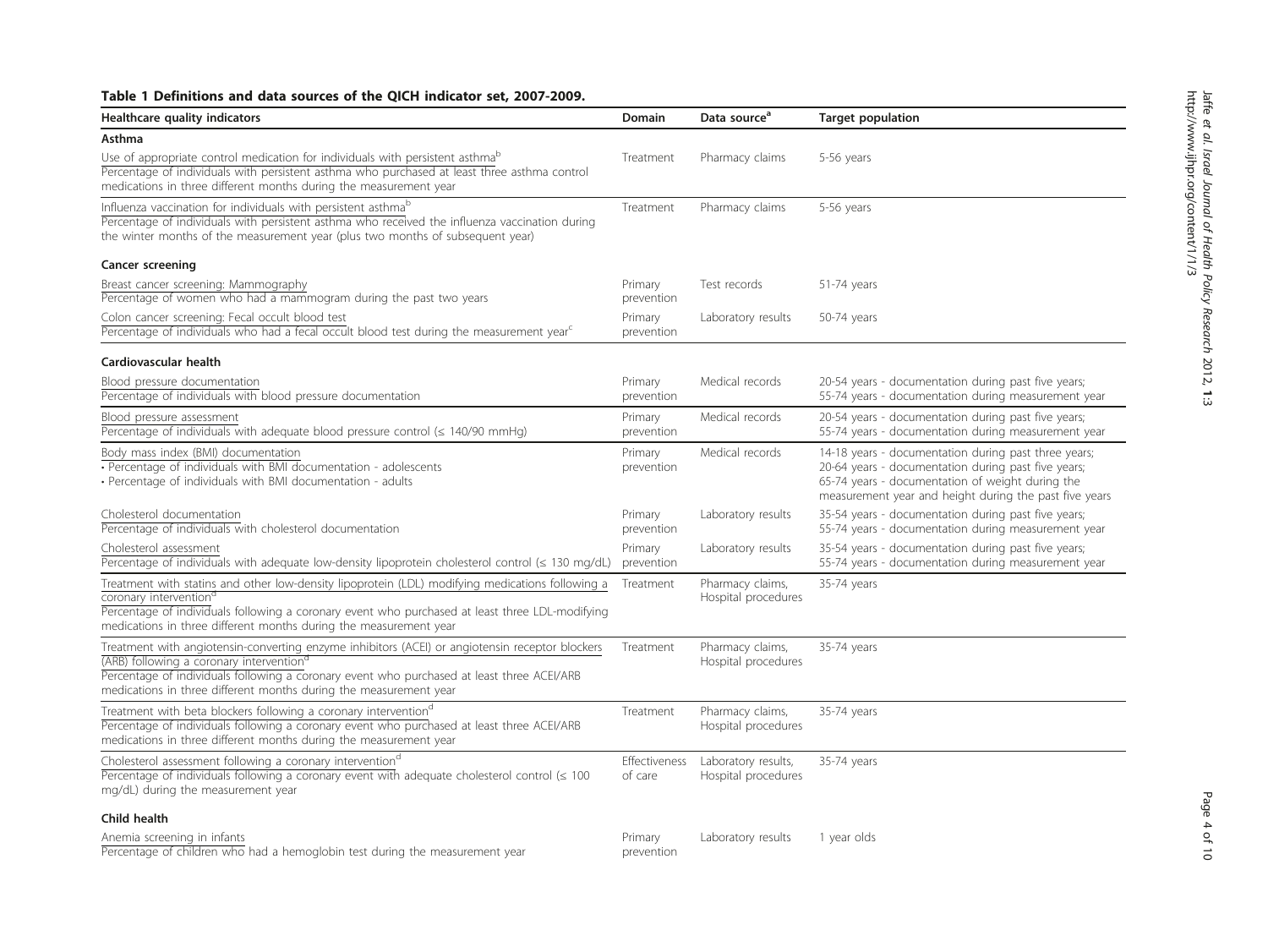**Table 1 Definitions and data sources of the QICH indicator set, 2007-2009.**

| Healthcare quality indicators | Domain | Data source[a] | Target population |
|---|---|---|---|
| **Asthma** | | | |
| Use of appropriate control medication for individuals with persistent asthma[b]<br>Percentage of individuals with persistent asthma who purchased at least three asthma control medications in three different months during the measurement year | Treatment | Pharmacy claims | 5-56 years |
| Influenza vaccination for individuals with persistent asthma[b]<br>Percentage of individuals with persistent asthma who received the influenza vaccination during the winter months of the measurement year (plus two months of subsequent year) | Treatment | Pharmacy claims | 5-56 years |
| **Cancer screening** | | | |
| Breast cancer screening: Mammography<br>Percentage of women who had a mammogram during the past two years | Primary prevention | Test records | 51-74 years |
| Colon cancer screening: Fecal occult blood test<br>Percentage of individuals who had a fecal occult blood test during the measurement year[c] | Primary prevention | Laboratory results | 50-74 years |
| **Cardiovascular health** | | | |
| Blood pressure documentation<br>Percentage of individuals with blood pressure documentation | Primary prevention | Medical records | 20-54 years - documentation during past five years;<br>55-74 years - documentation during measurement year |
| Blood pressure assessment<br>Percentage of individuals with adequate blood pressure control (≤ 140/90 mmHg) | Primary prevention | Medical records | 20-54 years - documentation during past five years;<br>55-74 years - documentation during measurement year |
| Body mass index (BMI) documentation<br>• Percentage of individuals with BMI documentation - adolescents<br>• Percentage of individuals with BMI documentation - adults | Primary prevention | Medical records | 14-18 years - documentation during past three years;<br>20-64 years - documentation during past five years;<br>65-74 years - documentation of weight during the measurement year and height during the past five years |
| Cholesterol documentation<br>Percentage of individuals with cholesterol documentation | Primary prevention | Laboratory results | 35-54 years - documentation during past five years;<br>55-74 years - documentation during measurement year |
| Cholesterol assessment<br>Percentage of individuals with adequate low-density lipoprotein cholesterol control (≤ 130 mg/dL) | Primary prevention | Laboratory results | 35-54 years - documentation during past five years;<br>55-74 years - documentation during measurement year |
| Treatment with statins and other low-density lipoprotein (LDL) modifying medications following a coronary intervention[d]<br>Percentage of individuals following a coronary event who purchased at least three LDL-modifying medications in three different months during the measurement year | Treatment | Pharmacy claims, Hospital procedures | 35-74 years |
| Treatment with angiotensin-converting enzyme inhibitors (ACEI) or angiotensin receptor blockers (ARB) following a coronary intervention[d]<br>Percentage of individuals following a coronary event who purchased at least three ACEI/ARB medications in three different months during the measurement year | Treatment | Pharmacy claims, Hospital procedures | 35-74 years |
| Treatment with beta blockers following a coronary intervention[d]<br>Percentage of individuals following a coronary event who purchased at least three ACEI/ARB medications in three different months during the measurement year | Treatment | Pharmacy claims, Hospital procedures | 35-74 years |
| Cholesterol assessment following a coronary intervention[d]<br>Percentage of individuals following a coronary event with adequate cholesterol control (≤ 100 mg/dL) during the measurement year | Effectiveness of care | Laboratory results, Hospital procedures | 35-74 years |
| **Child health** | | | |
| Anemia screening in infants<br>Percentage of children who had a hemoglobin test during the measurement year | Primary prevention | Laboratory results | 1 year olds |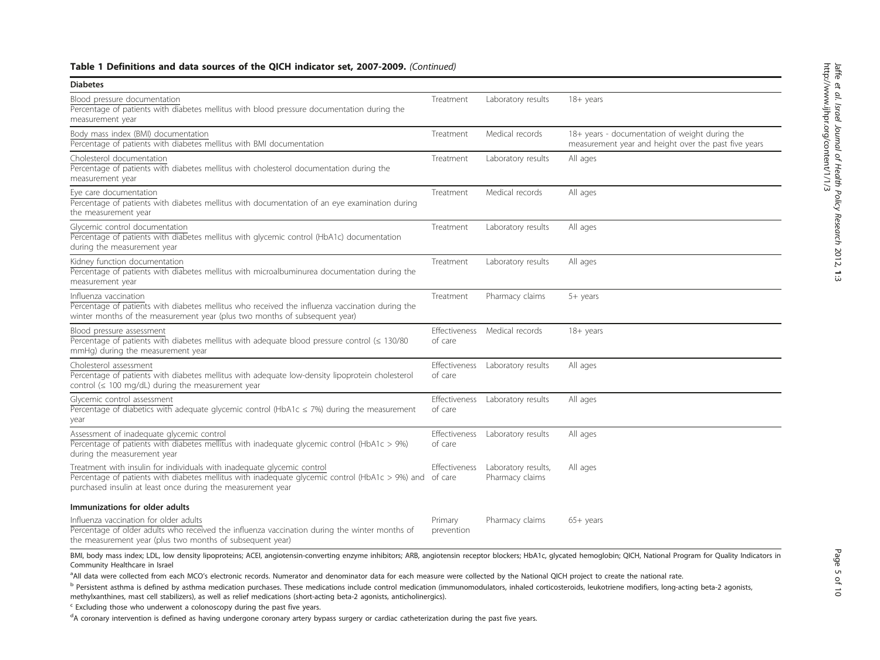**Table 1 Definitions and data sources of the QICH indicator set, 2007-2009.** *(Continued)*

| **Diabetes** | | | |
|---|---|---|---|
| Blood pressure documentation<br>Percentage of patients with diabetes mellitus with blood pressure documentation during the measurement year | Treatment | Laboratory results | 18+ years |
| Body mass index (BMI) documentation<br>Percentage of patients with diabetes mellitus with BMI documentation | Treatment | Medical records | 18+ years - documentation of weight during the measurement year and height over the past five years |
| Cholesterol documentation<br>Percentage of patients with diabetes mellitus with cholesterol documentation during the measurement year | Treatment | Laboratory results | All ages |
| Eye care documentation<br>Percentage of patients with diabetes mellitus with documentation of an eye examination during the measurement year | Treatment | Medical records | All ages |
| Glycemic control documentation<br>Percentage of patients with diabetes mellitus with glycemic control (HbA1c) documentation during the measurement year | Treatment | Laboratory results | All ages |
| Kidney function documentation<br>Percentage of patients with diabetes mellitus with microalbuminurea documentation during the measurement year | Treatment | Laboratory results | All ages |
| Influenza vaccination<br>Percentage of patients with diabetes mellitus who received the influenza vaccination during the winter months of the measurement year (plus two months of subsequent year) | Treatment | Pharmacy claims | 5+ years |
| Blood pressure assessment<br>Percentage of patients with diabetes mellitus with adequate blood pressure control (≤ 130/80 mmHg) during the measurement year | Effectiveness of care | Medical records | 18+ years |
| Cholesterol assessment<br>Percentage of patients with diabetes mellitus with adequate low-density lipoprotein cholesterol control (≤ 100 mg/dL) during the measurement year | Effectiveness of care | Laboratory results | All ages |
| Glycemic control assessment<br>Percentage of diabetics with adequate glycemic control (HbA1c ≤ 7%) during the measurement year | Effectiveness of care | Laboratory results | All ages |
| Assessment of inadequate glycemic control<br>Percentage of patients with diabetes mellitus with inadequate glycemic control (HbA1c > 9%) during the measurement year | Effectiveness of care | Laboratory results | All ages |
| Treatment with insulin for individuals with inadequate glycemic control<br>Percentage of patients with diabetes mellitus with inadequate glycemic control (HbA1c > 9%) and purchased insulin at least once during the measurement year | Effectiveness of care | Laboratory results, Pharmacy claims | All ages |
| **Immunizations for older adults** | | | |
| Influenza vaccination for older adults<br>Percentage of older adults who received the influenza vaccination during the winter months of the measurement year (plus two months of subsequent year) | Primary prevention | Pharmacy claims | 65+ years |

BMI, body mass index; LDL, low density lipoproteins; ACEI, angiotensin-converting enzyme inhibitors; ARB, angiotensin receptor blockers; HbA1c, glycated hemoglobin; QICH, National Program for Quality Indicators in Community Healthcare in Israel

[a] All data were collected from each MCO's electronic records. Numerator and denominator data for each measure were collected by the National QICH project to create the national rate.

[b] Persistent asthma is defined by asthma medication purchases. These medications include control medication (immunomodulators, inhaled corticosteroids, leukotriene modifiers, long-acting beta-2 agonists, methylxanthines, mast cell stabilizers), as well as relief medications (short-acting beta-2 agonists, anticholinergics).

[c] Excluding those who underwent a colonoscopy during the past five years.

[d] A coronary intervention is defined as having undergone coronary artery bypass surgery or cardiac catheterization during the past five years.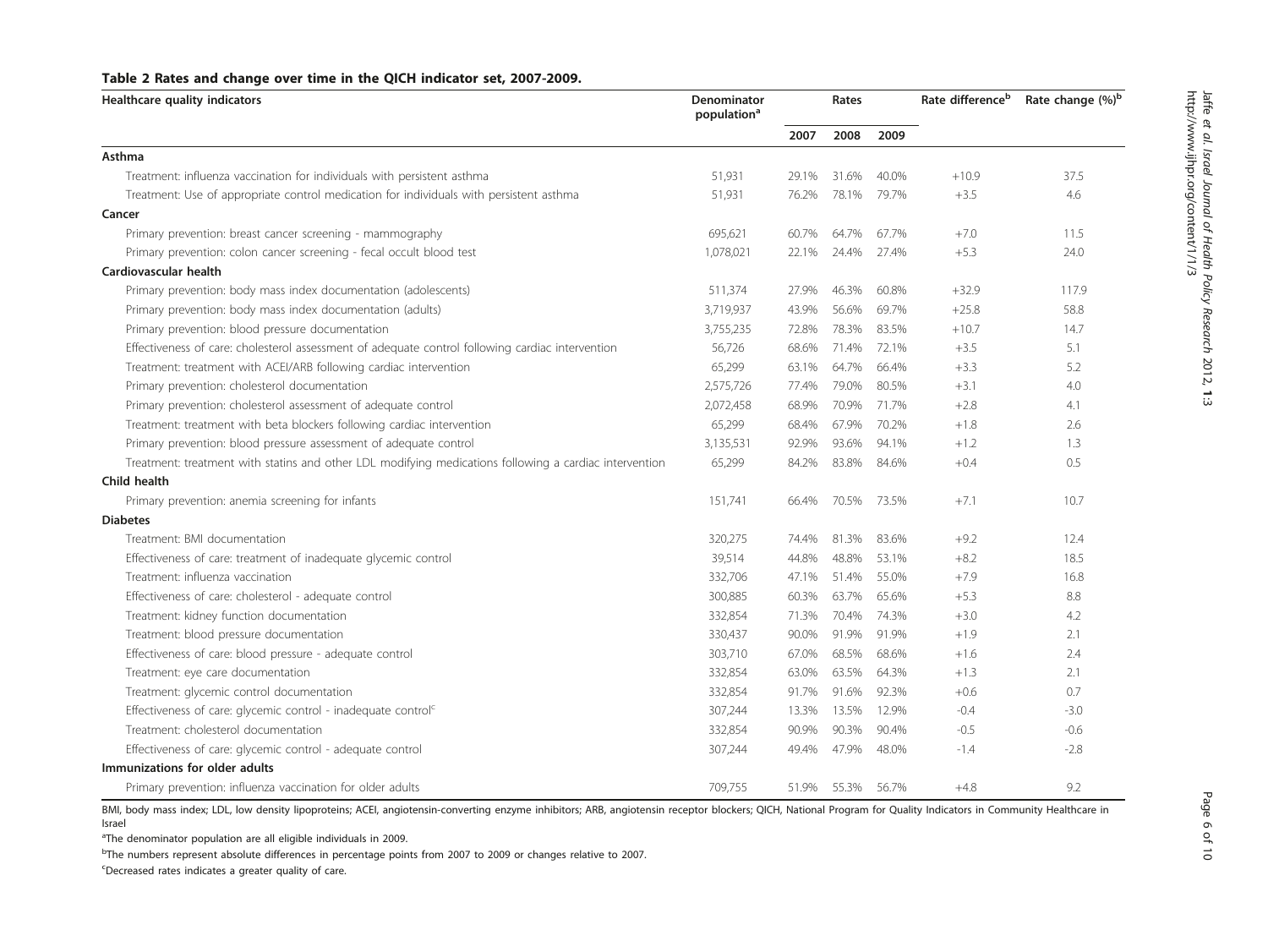**Table 2 Rates and change over time in the QICH indicator set, 2007-2009.**

| Healthcare quality indicators | Denominator population[a] | Rates | | | Rate difference[b] | Rate change (%)[b] |
|---|---|---|---|---|---|---|
| | | 2007 | 2008 | 2009 | | |
| **Asthma** | | | | | | |
| Treatment: influenza vaccination for individuals with persistent asthma | 51,931 | 29.1% | 31.6% | 40.0% | +10.9 | 37.5 |
| Treatment: Use of appropriate control medication for individuals with persistent asthma | 51,931 | 76.2% | 78.1% | 79.7% | +3.5 | 4.6 |
| **Cancer** | | | | | | |
| Primary prevention: breast cancer screening - mammography | 695,621 | 60.7% | 64.7% | 67.7% | +7.0 | 11.5 |
| Primary prevention: colon cancer screening - fecal occult blood test | 1,078,021 | 22.1% | 24.4% | 27.4% | +5.3 | 24.0 |
| **Cardiovascular health** | | | | | | |
| Primary prevention: body mass index documentation (adolescents) | 511,374 | 27.9% | 46.3% | 60.8% | +32.9 | 117.9 |
| Primary prevention: body mass index documentation (adults) | 3,719,937 | 43.9% | 56.6% | 69.7% | +25.8 | 58.8 |
| Primary prevention: blood pressure documentation | 3,755,235 | 72.8% | 78.3% | 83.5% | +10.7 | 14.7 |
| Effectiveness of care: cholesterol assessment of adequate control following cardiac intervention | 56,726 | 68.6% | 71.4% | 72.1% | +3.5 | 5.1 |
| Treatment: treatment with ACEI/ARB following cardiac intervention | 65,299 | 63.1% | 64.7% | 66.4% | +3.3 | 5.2 |
| Primary prevention: cholesterol documentation | 2,575,726 | 77.4% | 79.0% | 80.5% | +3.1 | 4.0 |
| Primary prevention: cholesterol assessment of adequate control | 2,072,458 | 68.9% | 70.9% | 71.7% | +2.8 | 4.1 |
| Treatment: treatment with beta blockers following cardiac intervention | 65,299 | 68.4% | 67.9% | 70.2% | +1.8 | 2.6 |
| Primary prevention: blood pressure assessment of adequate control | 3,135,531 | 92.9% | 93.6% | 94.1% | +1.2 | 1.3 |
| Treatment: treatment with statins and other LDL modifying medications following a cardiac intervention | 65,299 | 84.2% | 83.8% | 84.6% | +0.4 | 0.5 |
| **Child health** | | | | | | |
| Primary prevention: anemia screening for infants | 151,741 | 66.4% | 70.5% | 73.5% | +7.1 | 10.7 |
| **Diabetes** | | | | | | |
| Treatment: BMI documentation | 320,275 | 74.4% | 81.3% | 83.6% | +9.2 | 12.4 |
| Effectiveness of care: treatment of inadequate glycemic control | 39,514 | 44.8% | 48.8% | 53.1% | +8.2 | 18.5 |
| Treatment: influenza vaccination | 332,706 | 47.1% | 51.4% | 55.0% | +7.9 | 16.8 |
| Effectiveness of care: cholesterol - adequate control | 300,885 | 60.3% | 63.7% | 65.6% | +5.3 | 8.8 |
| Treatment: kidney function documentation | 332,854 | 71.3% | 70.4% | 74.3% | +3.0 | 4.2 |
| Treatment: blood pressure documentation | 330,437 | 90.0% | 91.9% | 91.9% | +1.9 | 2.1 |
| Effectiveness of care: blood pressure - adequate control | 303,710 | 67.0% | 68.5% | 68.6% | +1.6 | 2.4 |
| Treatment: eye care documentation | 332,854 | 63.0% | 63.5% | 64.3% | +1.3 | 2.1 |
| Treatment: glycemic control documentation | 332,854 | 91.7% | 91.6% | 92.3% | +0.6 | 0.7 |
| Effectiveness of care: glycemic control - inadequate control[c] | 307,244 | 13.3% | 13.5% | 12.9% | -0.4 | -3.0 |
| Treatment: cholesterol documentation | 332,854 | 90.9% | 90.3% | 90.4% | -0.5 | -0.6 |
| Effectiveness of care: glycemic control - adequate control | 307,244 | 49.4% | 47.9% | 48.0% | -1.4 | -2.8 |
| **Immunizations for older adults** | | | | | | |
| Primary prevention: influenza vaccination for older adults | 709,755 | 51.9% | 55.3% | 56.7% | +4.8 | 9.2 |

BMI, body mass index; LDL, low density lipoproteins; ACEI, angiotensin-converting enzyme inhibitors; ARB, angiotensin receptor blockers; QICH, National Program for Quality Indicators in Community Healthcare in Israel

[a]The denominator population are all eligible individuals in 2009.

[b]The numbers represent absolute differences in percentage points from 2007 to 2009 or changes relative to 2007.

[c]Decreased rates indicates a greater quality of care.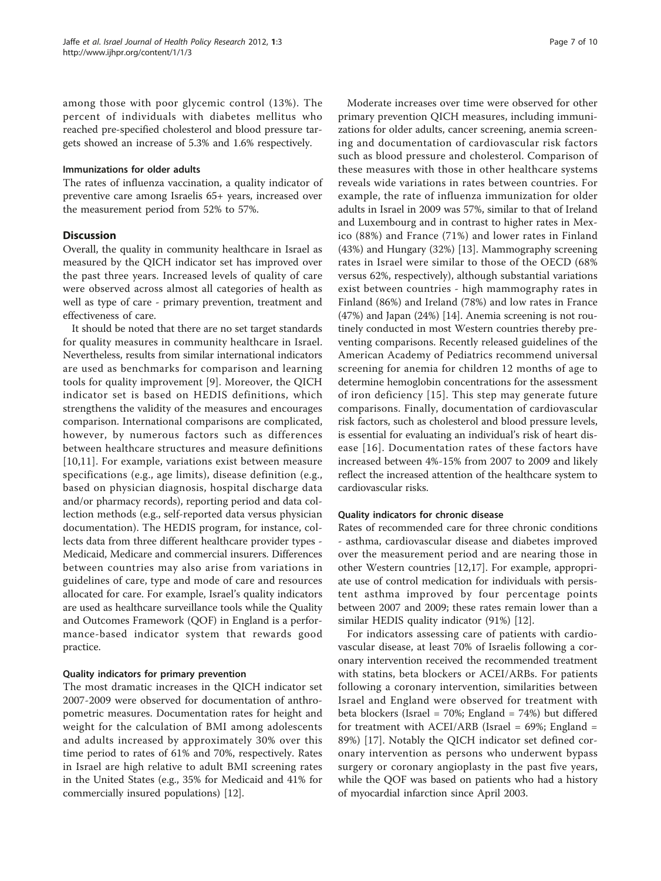among those with poor glycemic control (13%). The percent of individuals with diabetes mellitus who reached pre-specified cholesterol and blood pressure targets showed an increase of 5.3% and 1.6% respectively.

### Immunizations for older adults

The rates of influenza vaccination, a quality indicator of preventive care among Israelis 65+ years, increased over the measurement period from 52% to 57%.

## Discussion

Overall, the quality in community healthcare in Israel as measured by the QICH indicator set has improved over the past three years. Increased levels of quality of care were observed across almost all categories of health as well as type of care - primary prevention, treatment and effectiveness of care.

It should be noted that there are no set target standards for quality measures in community healthcare in Israel. Nevertheless, results from similar international indicators are used as benchmarks for comparison and learning tools for quality improvement [9]. Moreover, the QICH indicator set is based on HEDIS definitions, which strengthens the validity of the measures and encourages comparison. International comparisons are complicated, however, by numerous factors such as differences between healthcare structures and measure definitions [10,11]. For example, variations exist between measure specifications (e.g., age limits), disease definition (e.g., based on physician diagnosis, hospital discharge data and/or pharmacy records), reporting period and data collection methods (e.g., self-reported data versus physician documentation). The HEDIS program, for instance, collects data from three different healthcare provider types - Medicaid, Medicare and commercial insurers. Differences between countries may also arise from variations in guidelines of care, type and mode of care and resources allocated for care. For example, Israel's quality indicators are used as healthcare surveillance tools while the Quality and Outcomes Framework (QOF) in England is a performance-based indicator system that rewards good practice.

### Quality indicators for primary prevention

The most dramatic increases in the QICH indicator set 2007-2009 were observed for documentation of anthropometric measures. Documentation rates for height and weight for the calculation of BMI among adolescents and adults increased by approximately 30% over this time period to rates of 61% and 70%, respectively. Rates in Israel are high relative to adult BMI screening rates in the United States (e.g., 35% for Medicaid and 41% for commercially insured populations) [12].

Moderate increases over time were observed for other primary prevention QICH measures, including immunizations for older adults, cancer screening, anemia screening and documentation of cardiovascular risk factors such as blood pressure and cholesterol. Comparison of these measures with those in other healthcare systems reveals wide variations in rates between countries. For example, the rate of influenza immunization for older adults in Israel in 2009 was 57%, similar to that of Ireland and Luxembourg and in contrast to higher rates in Mexico (88%) and France (71%) and lower rates in Finland (43%) and Hungary (32%) [13]. Mammography screening rates in Israel were similar to those of the OECD (68% versus 62%, respectively), although substantial variations exist between countries - high mammography rates in Finland (86%) and Ireland (78%) and low rates in France (47%) and Japan (24%) [14]. Anemia screening is not routinely conducted in most Western countries thereby preventing comparisons. Recently released guidelines of the American Academy of Pediatrics recommend universal screening for anemia for children 12 months of age to determine hemoglobin concentrations for the assessment of iron deficiency [15]. This step may generate future comparisons. Finally, documentation of cardiovascular risk factors, such as cholesterol and blood pressure levels, is essential for evaluating an individual's risk of heart disease [16]. Documentation rates of these factors have increased between 4%-15% from 2007 to 2009 and likely reflect the increased attention of the healthcare system to cardiovascular risks.

### Quality indicators for chronic disease

Rates of recommended care for three chronic conditions - asthma, cardiovascular disease and diabetes improved over the measurement period and are nearing those in other Western countries [12,17]. For example, appropriate use of control medication for individuals with persistent asthma improved by four percentage points between 2007 and 2009; these rates remain lower than a similar HEDIS quality indicator (91%) [12].

For indicators assessing care of patients with cardiovascular disease, at least 70% of Israelis following a coronary intervention received the recommended treatment with statins, beta blockers or ACEI/ARBs. For patients following a coronary intervention, similarities between Israel and England were observed for treatment with beta blockers (Israel = 70%; England = 74%) but differed for treatment with ACEI/ARB (Israel = 69%; England = 89%) [17]. Notably the QICH indicator set defined coronary intervention as persons who underwent bypass surgery or coronary angioplasty in the past five years, while the QOF was based on patients who had a history of myocardial infarction since April 2003.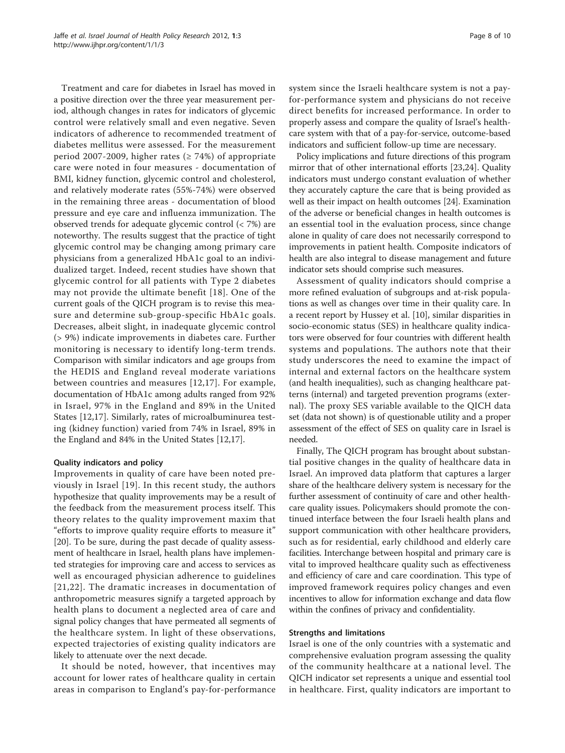Treatment and care for diabetes in Israel has moved in a positive direction over the three year measurement period, although changes in rates for indicators of glycemic control were relatively small and even negative. Seven indicators of adherence to recommended treatment of diabetes mellitus were assessed. For the measurement period 2007-2009, higher rates (≥ 74%) of appropriate care were noted in four measures - documentation of BMI, kidney function, glycemic control and cholesterol, and relatively moderate rates (55%-74%) were observed in the remaining three areas - documentation of blood pressure and eye care and influenza immunization. The observed trends for adequate glycemic control (< 7%) are noteworthy. The results suggest that the practice of tight glycemic control may be changing among primary care physicians from a generalized HbA1c goal to an individualized target. Indeed, recent studies have shown that glycemic control for all patients with Type 2 diabetes may not provide the ultimate benefit [18]. One of the current goals of the QICH program is to revise this measure and determine sub-group-specific HbA1c goals. Decreases, albeit slight, in inadequate glycemic control (> 9%) indicate improvements in diabetes care. Further monitoring is necessary to identify long-term trends. Comparison with similar indicators and age groups from the HEDIS and England reveal moderate variations between countries and measures [12,17]. For example, documentation of HbA1c among adults ranged from 92% in Israel, 97% in the England and 89% in the United States [12,17]. Similarly, rates of microalbuminurea testing (kidney function) varied from 74% in Israel, 89% in the England and 84% in the United States [12,17].

### Quality indicators and policy

Improvements in quality of care have been noted previously in Israel [19]. In this recent study, the authors hypothesize that quality improvements may be a result of the feedback from the measurement process itself. This theory relates to the quality improvement maxim that "efforts to improve quality require efforts to measure it" [20]. To be sure, during the past decade of quality assessment of healthcare in Israel, health plans have implemented strategies for improving care and access to services as well as encouraged physician adherence to guidelines [21,22]. The dramatic increases in documentation of anthropometric measures signify a targeted approach by health plans to document a neglected area of care and signal policy changes that have permeated all segments of the healthcare system. In light of these observations, expected trajectories of existing quality indicators are likely to attenuate over the next decade.

It should be noted, however, that incentives may account for lower rates of healthcare quality in certain areas in comparison to England's pay-for-performance system since the Israeli healthcare system is not a pay-for-performance system and physicians do not receive direct benefits for increased performance. In order to properly assess and compare the quality of Israel's healthcare system with that of a pay-for-service, outcome-based indicators and sufficient follow-up time are necessary.

Policy implications and future directions of this program mirror that of other international efforts [23,24]. Quality indicators must undergo constant evaluation of whether they accurately capture the care that is being provided as well as their impact on health outcomes [24]. Examination of the adverse or beneficial changes in health outcomes is an essential tool in the evaluation process, since change alone in quality of care does not necessarily correspond to improvements in patient health. Composite indicators of health are also integral to disease management and future indicator sets should comprise such measures.

Assessment of quality indicators should comprise a more refined evaluation of subgroups and at-risk populations as well as changes over time in their quality care. In a recent report by Hussey et al. [10], similar disparities in socio-economic status (SES) in healthcare quality indicators were observed for four countries with different health systems and populations. The authors note that their study underscores the need to examine the impact of internal and external factors on the healthcare system (and health inequalities), such as changing healthcare patterns (internal) and targeted prevention programs (external). The proxy SES variable available to the QICH data set (data not shown) is of questionable utility and a proper assessment of the effect of SES on quality care in Israel is needed.

Finally, The QICH program has brought about substantial positive changes in the quality of healthcare data in Israel. An improved data platform that captures a larger share of the healthcare delivery system is necessary for the further assessment of continuity of care and other healthcare quality issues. Policymakers should promote the continued interface between the four Israeli health plans and support communication with other healthcare providers, such as for residential, early childhood and elderly care facilities. Interchange between hospital and primary care is vital to improved healthcare quality such as effectiveness and efficiency of care and care coordination. This type of improved framework requires policy changes and even incentives to allow for information exchange and data flow within the confines of privacy and confidentiality.

### Strengths and limitations

Israel is one of the only countries with a systematic and comprehensive evaluation program assessing the quality of the community healthcare at a national level. The QICH indicator set represents a unique and essential tool in healthcare. First, quality indicators are important to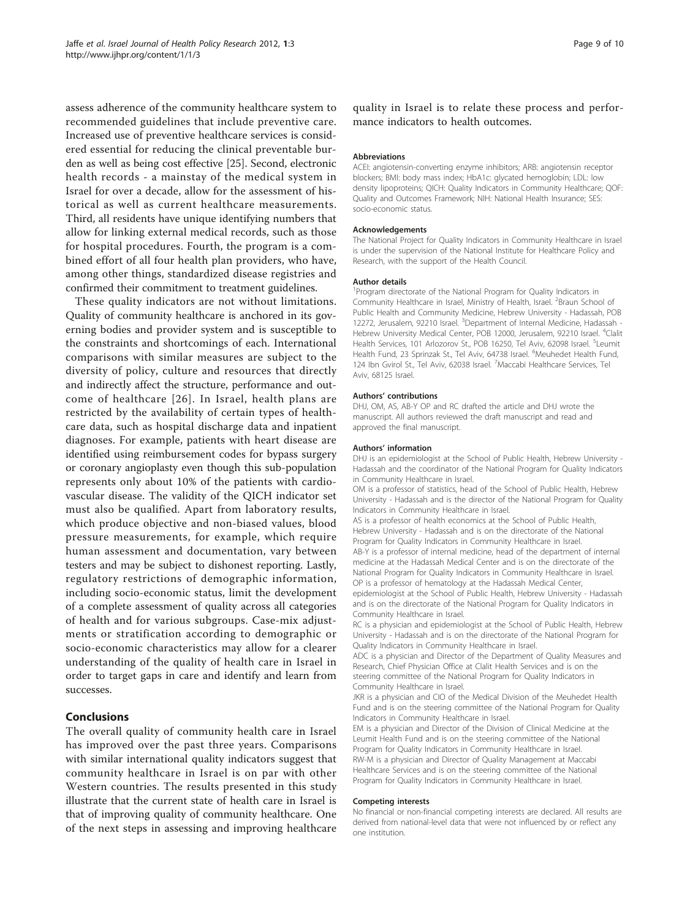assess adherence of the community healthcare system to recommended guidelines that include preventive care. Increased use of preventive healthcare services is considered essential for reducing the clinical preventable burden as well as being cost effective [25]. Second, electronic health records - a mainstay of the medical system in Israel for over a decade, allow for the assessment of historical as well as current healthcare measurements. Third, all residents have unique identifying numbers that allow for linking external medical records, such as those for hospital procedures. Fourth, the program is a combined effort of all four health plan providers, who have, among other things, standardized disease registries and confirmed their commitment to treatment guidelines.

These quality indicators are not without limitations. Quality of community healthcare is anchored in its governing bodies and provider system and is susceptible to the constraints and shortcomings of each. International comparisons with similar measures are subject to the diversity of policy, culture and resources that directly and indirectly affect the structure, performance and outcome of healthcare [26]. In Israel, health plans are restricted by the availability of certain types of healthcare data, such as hospital discharge data and inpatient diagnoses. For example, patients with heart disease are identified using reimbursement codes for bypass surgery or coronary angioplasty even though this sub-population represents only about 10% of the patients with cardiovascular disease. The validity of the QICH indicator set must also be qualified. Apart from laboratory results, which produce objective and non-biased values, blood pressure measurements, for example, which require human assessment and documentation, vary between testers and may be subject to dishonest reporting. Lastly, regulatory restrictions of demographic information, including socio-economic status, limit the development of a complete assessment of quality across all categories of health and for various subgroups. Case-mix adjustments or stratification according to demographic or socio-economic characteristics may allow for a clearer understanding of the quality of health care in Israel in order to target gaps in care and identify and learn from successes.

## Conclusions

The overall quality of community health care in Israel has improved over the past three years. Comparisons with similar international quality indicators suggest that community healthcare in Israel is on par with other Western countries. The results presented in this study illustrate that the current state of health care in Israel is that of improving quality of community healthcare. One of the next steps in assessing and improving healthcare quality in Israel is to relate these process and performance indicators to health outcomes.

#### Abbreviations

ACEI: angiotensin-converting enzyme inhibitors; ARB: angiotensin receptor blockers; BMI: body mass index; HbA1c: glycated hemoglobin; LDL: low density lipoproteins; QICH: Quality Indicators in Community Healthcare; QOF: Quality and Outcomes Framework; NIH: National Health Insurance; SES: socio-economic status.

#### Acknowledgements

The National Project for Quality Indicators in Community Healthcare in Israel is under the supervision of the National Institute for Healthcare Policy and Research, with the support of the Health Council.

#### Author details

[1]Program directorate of the National Program for Quality Indicators in Community Healthcare in Israel, Ministry of Health, Israel. [2]Braun School of Public Health and Community Medicine, Hebrew University - Hadassah, POB 12272, Jerusalem, 92210 Israel. [3]Department of Internal Medicine, Hadassah - Hebrew University Medical Center, POB 12000, Jerusalem, 92210 Israel. [4]Clalit Health Services, 101 Arlozorov St., POB 16250, Tel Aviv, 62098 Israel. [5]Leumit Health Fund, 23 Sprinzak St., Tel Aviv, 64738 Israel. [6]Meuhedet Health Fund, 124 Ibn Gvirol St., Tel Aviv, 62038 Israel. [7]Maccabi Healthcare Services, Tel Aviv, 68125 Israel.

#### Authors' contributions

DHJ, OM, AS, AB-Y OP and RC drafted the article and DHJ wrote the manuscript. All authors reviewed the draft manuscript and read and approved the final manuscript.

#### Authors' information

DHJ is an epidemiologist at the School of Public Health, Hebrew University - Hadassah and the coordinator of the National Program for Quality Indicators in Community Healthcare in Israel.

OM is a professor of statistics, head of the School of Public Health, Hebrew University - Hadassah and is the director of the National Program for Quality Indicators in Community Healthcare in Israel.

AS is a professor of health economics at the School of Public Health, Hebrew University - Hadassah and is on the directorate of the National Program for Quality Indicators in Community Healthcare in Israel.

AB-Y is a professor of internal medicine, head of the department of internal medicine at the Hadassah Medical Center and is on the directorate of the National Program for Quality Indicators in Community Healthcare in Israel.

OP is a professor of hematology at the Hadassah Medical Center, epidemiologist at the School of Public Health, Hebrew University - Hadassah and is on the directorate of the National Program for Quality Indicators in Community Healthcare in Israel.

RC is a physician and epidemiologist at the School of Public Health, Hebrew University - Hadassah and is on the directorate of the National Program for Quality Indicators in Community Healthcare in Israel.

ADC is a physician and Director of the Department of Quality Measures and Research, Chief Physician Office at Clalit Health Services and is on the steering committee of the National Program for Quality Indicators in Community Healthcare in Israel.

JKR is a physician and CIO of the Medical Division of the Meuhedet Health Fund and is on the steering committee of the National Program for Quality Indicators in Community Healthcare in Israel.

EM is a physician and Director of the Division of Clinical Medicine at the Leumit Health Fund and is on the steering committee of the National Program for Quality Indicators in Community Healthcare in Israel.

RW-M is a physician and Director of Quality Management at Maccabi Healthcare Services and is on the steering committee of the National Program for Quality Indicators in Community Healthcare in Israel.

#### Competing interests

No financial or non-financial competing interests are declared. All results are derived from national-level data that were not influenced by or reflect any one institution.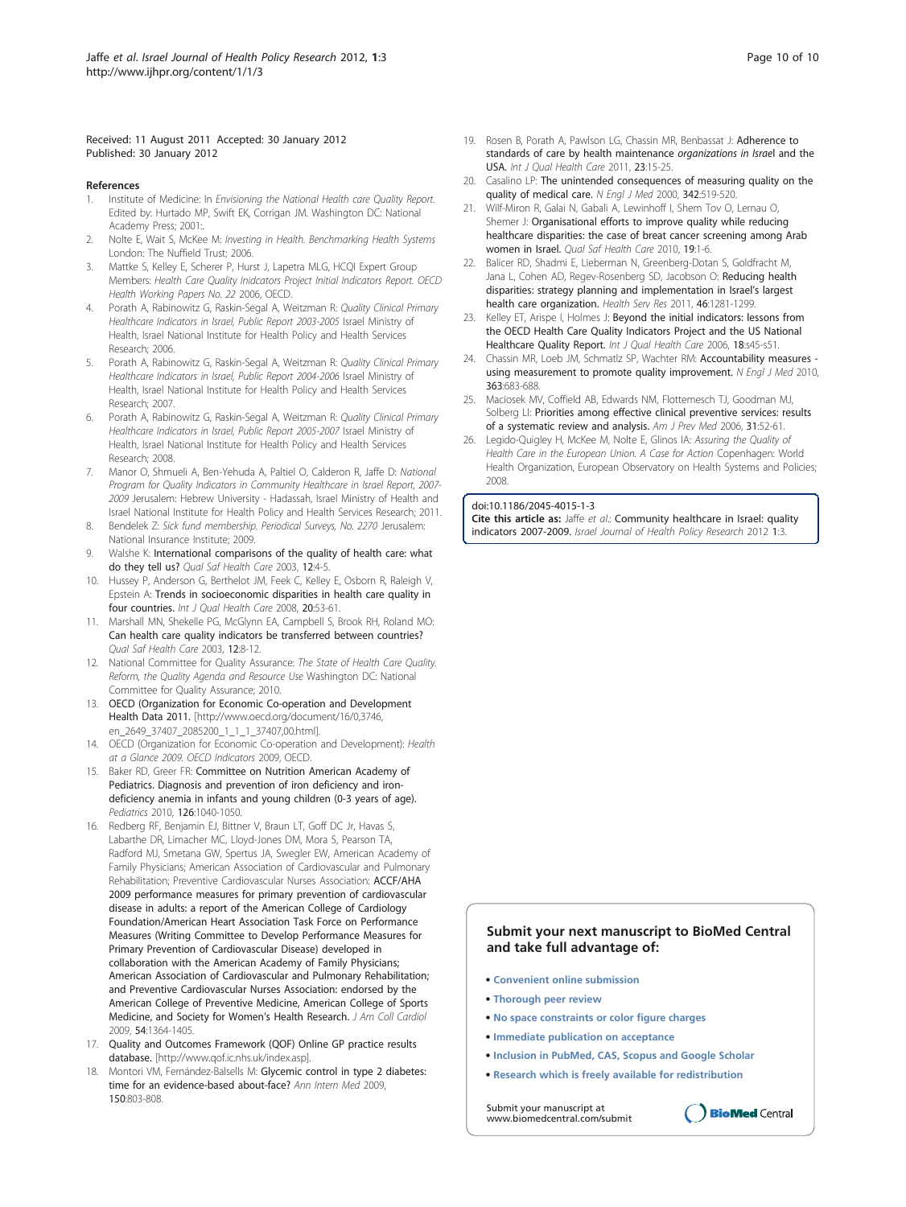Received: 11 August 2011 Accepted: 30 January 2012
Published: 30 January 2012

## References

1. Institute of Medicine: In *Envisioning the National Health care Quality Report.* Edited by: Hurtado MP, Swift EK, Corrigan JM. Washington DC: National Academy Press; 2001:.
2. Nolte E, Wait S, McKee M: *Investing in Health. Benchmarking Health Systems* London: The Nuffield Trust; 2006.
3. Mattke S, Kelley E, Scherer P, Hurst J, Lapetra MLG, HCQI Expert Group Members: *Health Care Quality Inidcators Project Initial Indicators Report. OECD Health Working Papers No. 22* 2006, OECD.
4. Porath A, Rabinowitz G, Raskin-Segal A, Weitzman R: *Quality Clinical Primary Healthcare Indicators in Israel, Public Report 2003-2005* Israel Ministry of Health, Israel National Institute for Health Policy and Health Services Research; 2006.
5. Porath A, Rabinowitz G, Raskin-Segal A, Weitzman R: *Quality Clinical Primary Healthcare Indicators in Israel, Public Report 2004-2006* Israel Ministry of Health, Israel National Institute for Health Policy and Health Services Research; 2007.
6. Porath A, Rabinowitz G, Raskin-Segal A, Weitzman R: *Quality Clinical Primary Healthcare Indicators in Israel, Public Report 2005-2007* Israel Ministry of Health, Israel National Institute for Health Policy and Health Services Research; 2008.
7. Manor O, Shmueli A, Ben-Yehuda A, Paltiel O, Calderon R, Jaffe D: *National Program for Quality Indicators in Community Healthcare in Israel Report, 2007-2009* Jerusalem: Hebrew University - Hadassah, Israel Ministry of Health and Israel National Institute for Health Policy and Health Services Research; 2011.
8. Bendelek Z: *Sick fund membership. Periodical Surveys, No. 2270* Jerusalem: National Insurance Institute; 2009.
9. Walshe K: **International comparisons of the quality of health care: what do they tell us?** *Qual Saf Health Care* 2003, **12**:4-5.
10. Hussey P, Anderson G, Berthelot JM, Feek C, Kelley E, Osborn R, Raleigh V, Epstein A: **Trends in socioeconomic disparities in health care quality in four countries.** *Int J Qual Health Care* 2008, **20**:53-61.
11. Marshall MN, Shekelle PG, McGlynn EA, Campbell S, Brook RH, Roland MO: **Can health care quality indicators be transferred between countries?** *Qual Saf Health Care* 2003, **12**:8-12.
12. National Committee for Quality Assurance: *The State of Health Care Quality. Reform, the Quality Agenda and Resource Use* Washington DC: National Committee for Quality Assurance; 2010.
13. **OECD (Organization for Economic Co-operation and Development Health Data 2011.** [http://www.oecd.org/document/16/0,3746,en_2649_37407_2085200_1_1_1_37407,00.html].
14. OECD (Organization for Economic Co-operation and Development): *Health at a Glance 2009. OECD Indicators* 2009, OECD.
15. Baker RD, Greer FR: **Committee on Nutrition American Academy of Pediatrics. Diagnosis and prevention of iron deficiency and iron-deficiency anemia in infants and young children (0-3 years of age).** *Pediatrics* 2010, **126**:1040-1050.
16. Redberg RF, Benjamin EJ, Bittner V, Braun LT, Goff DC Jr, Havas S, Labarthe DR, Limacher MC, Lloyd-Jones DM, Mora S, Pearson TA, Radford MJ, Smetana GW, Spertus JA, Swegler EW, American Academy of Family Physicians; American Association of Cardiovascular and Pulmonary Rehabilitation; Preventive Cardiovascular Nurses Association: **ACCF/AHA 2009 performance measures for primary prevention of cardiovascular disease in adults: a report of the American College of Cardiology Foundation/American Heart Association Task Force on Performance Measures (Writing Committee to Develop Performance Measures for Primary Prevention of Cardiovascular Disease) developed in collaboration with the American Academy of Family Physicians; American Association of Cardiovascular and Pulmonary Rehabilitation; and Preventive Cardiovascular Nurses Association: endorsed by the American College of Preventive Medicine, American College of Sports Medicine, and Society for Women's Health Research.** *J Am Coll Cardiol* 2009, **54**:1364-1405.
17. **Quality and Outcomes Framework (QOF) Online GP practice results database.** [http://www.qof.ic.nhs.uk/index.asp].
18. Montori VM, Fernández-Balsells M: **Glycemic control in type 2 diabetes: time for an evidence-based about-face?** *Ann Intern Med* 2009, **150**:803-808.
19. Rosen B, Porath A, Pawlson LG, Chassin MR, Benbassat J: **Adherence to standards of care by health maintenance** ***organizations in Israe*****l and the USA.** *Int J Qual Health Care* 2011, **23**:15-25.
20. Casalino LP: **The unintended consequences of measuring quality on the quality of medical care.** *N Engl J Med* 2000, **342**:519-520.
21. Wilf-Miron R, Galai N, Gabali A, Lewinhoff I, Shem Tov O, Lernau O, Shemer J: **Organisational efforts to improve quality while reducing healthcare disparities: the case of breat cancer screening among Arab women in Israel.** *Qual Saf Health Care* 2010, **19**:1-6.
22. Balicer RD, Shadmi E, Lieberman N, Greenberg-Dotan S, Goldfracht M, Jana L, Cohen AD, Regev-Rosenberg SD, Jacobson O: **Reducing health disparities: strategy planning and implementation in Israel's largest health care organization.** *Health Serv Res* 2011, **46**:1281-1299.
23. Kelley ET, Arispe I, Holmes J: **Beyond the initial indicators: lessons from the OECD Health Care Quality Indicators Project and the US National Healthcare Quality Report.** *Int J Qual Health Care* 2006, **18**:s45-s51.
24. Chassin MR, Loeb JM, Schmatlz SP, Wachter RM: **Accountability measures - using measurement to promote quality improvement.** *N Engl J Med* 2010, **363**:683-688.
25. Maciosek MV, Coffield AB, Edwards NM, Flottemesch TJ, Goodman MJ, Solberg LI: **Priorities among effective clinical preventive services: results of a systematic review and analysis.** *Am J Prev Med* 2006, **31**:52-61.
26. Legido-Quigley H, McKee M, Nolte E, Glinos IA: *Assuring the Quality of Health Care in the European Union. A Case for Action* Copenhagen: World Health Organization, European Observatory on Health Systems and Policies; 2008.

doi:10.1186/2045-4015-1-3
**Cite this article as:** Jaffe *et al.*: Community healthcare in Israel: quality indicators 2007-2009. *Israel Journal of Health Policy Research* 2012 **1**:3.

**Submit your next manuscript to BioMed Central and take full advantage of:**

- Convenient online submission
- Thorough peer review
- No space constraints or color figure charges
- Immediate publication on acceptance
- Inclusion in PubMed, CAS, Scopus and Google Scholar
- Research which is freely available for redistribution

Submit your manuscript at
www.biomedcentral.com/submit

BioMed Central